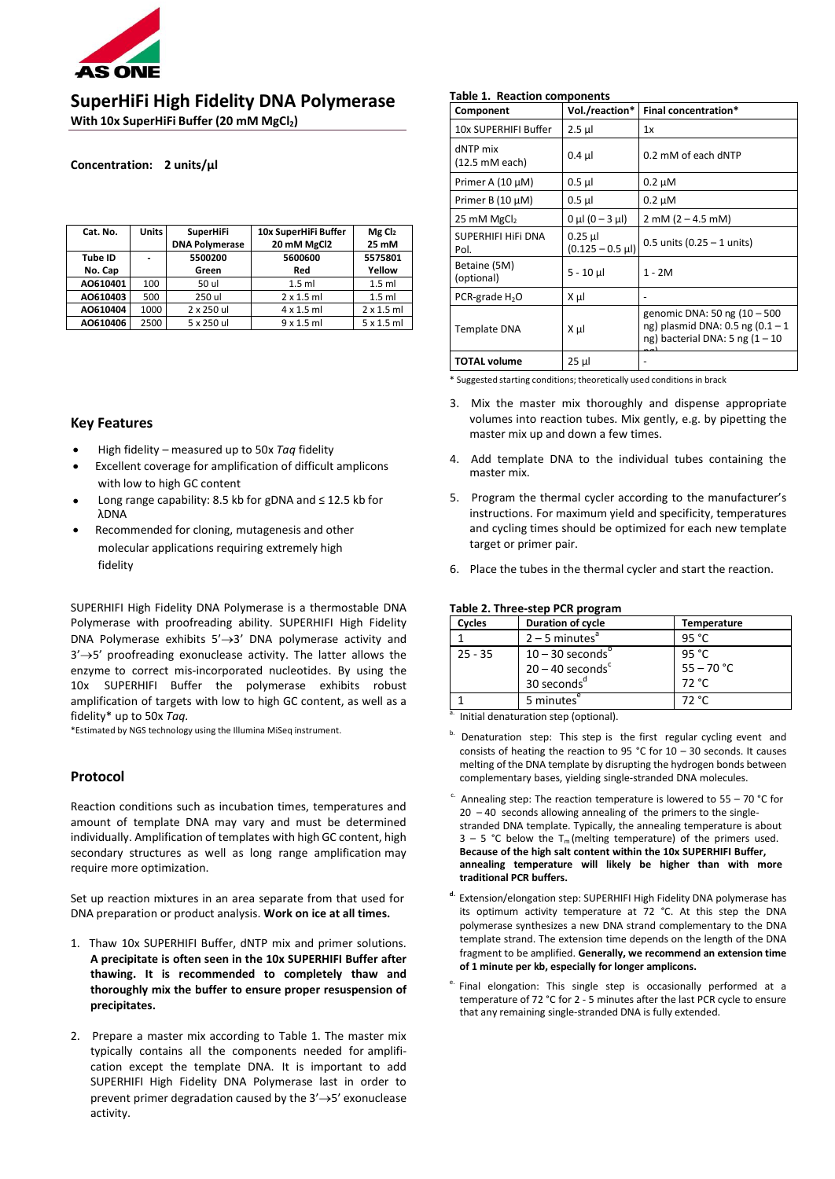AS ONE

# SuperHiFi High Fidelity DNA Polymerase

**With 10x SuperHiFi Buffer (20 mM $MgCl_2$)**

**Concentration: 2 units/µl**

| Cat. No. | Units | SuperHiFi DNA Polymerase | 10x SuperHiFi Buffer 20 mM MgCl2 | Mg $Cl_2$ 25 mM |
|---|---|---|---|---|
| **Tube ID No. Cap** | - | **5500200 Green** | **5600600 Red** | **5575801 Yellow** |
| **AO610401** | 100 | 50 ul | 1.5 ml | 1.5 ml |
| **AO610403** | 500 | 250 ul | 2 x 1.5 ml | 1.5 ml |
| **AO610404** | 1000 | 2 x 250 ul | 4 x 1.5 ml | 2 x 1.5 ml |
| **AO610406** | 2500 | 5 x 250 ul | 9 x 1.5 ml | 5 x 1.5 ml |

## Key Features

- High fidelity – measured up to 50x *Taq* fidelity
- Excellent coverage for amplification of difficult amplicons with low to high GC content
- Long range capability: 8.5 kb for gDNA and ≤ 12.5 kb for λDNA
- Recommended for cloning, mutagenesis and other molecular applications requiring extremely high fidelity

SUPERHIFI High Fidelity DNA Polymerase is a thermostable DNA Polymerase with proofreading ability. SUPERHIFI High Fidelity DNA Polymerase exhibits 5'→3' DNA polymerase activity and 3'→5' proofreading exonuclease activity. The latter allows the enzyme to correct mis-incorporated nucleotides. By using the 10x SUPERHIFI Buffer the polymerase exhibits robust amplification of targets with low to high GC content, as well as a fidelity* up to 50x *Taq*.

*Estimated by NGS technology using the Illumina MiSeq instrument.

## Protocol

Reaction conditions such as incubation times, temperatures and amount of template DNA may vary and must be determined individually. Amplification of templates with high GC content, high secondary structures as well as long range amplification may require more optimization.

Set up reaction mixtures in an area separate from that used for DNA preparation or product analysis. **Work on ice at all times.**

1. Thaw 10x SUPERHIFI Buffer, dNTP mix and primer solutions. **A precipitate is often seen in the 10x SUPERHIFI Buffer after thawing. It is recommended to completely thaw and thoroughly mix the buffer to ensure proper resuspension of precipitates.**
2. Prepare a master mix according to Table 1. The master mix typically contains all the components needed for amplification except the template DNA. It is important to add SUPERHIFI High Fidelity DNA Polymerase last in order to prevent primer degradation caused by the 3'→5' exonuclease activity.

**Table 1. Reaction components**

| Component | Vol./reaction* | Final concentration* |
|---|---|---|
| 10x SUPERHIFI Buffer | 2.5 µl | 1x |
| dNTP mix (12.5 mM each) | 0.4 µl | 0.2 mM of each dNTP |
| Primer A (10 µM) | 0.5 µl | 0.2 µM |
| Primer B (10 µM) | 0.5 µl | 0.2 µM |
| 25 mM $MgCl_2$ | 0 µl (0 – 3 µl) | 2 mM (2 – 4.5 mM) |
| SUPERHIFI HiFi DNA Pol. | 0.25 µl (0.125 – 0.5 µl) | 0.5 units (0.25 – 1 units) |
| Betaine (5M) (optional) | 5 - 10 µl | 1 - 2M |
| PCR-grade $H_2O$ | X µl | - |
| Template DNA | X µl | genomic DNA: 50 ng (10 – 500 ng) plasmid DNA: 0.5 ng (0.1 – 1 ng) bacterial DNA: 5 ng (1 – 10 ng) |
| **TOTAL volume** | 25 µl | - |

\* Suggested starting conditions; theoretically used conditions in brack

3. Mix the master mix thoroughly and dispense appropriate volumes into reaction tubes. Mix gently, e.g. by pipetting the master mix up and down a few times.
4. Add template DNA to the individual tubes containing the master mix.
5. Program the thermal cycler according to the manufacturer's instructions. For maximum yield and specificity, temperatures and cycling times should be optimized for each new template target or primer pair.
6. Place the tubes in the thermal cycler and start the reaction.

**Table 2. Three-step PCR program**

| Cycles | Duration of cycle | Temperature |
|---|---|---|
| 1 | 2 – 5 minutes[a] | 95 °C |
| 25 - 35 | 10 – 30 seconds[b]<br>20 – 40 seconds[c]<br>30 seconds[d] | 95 °C<br>55 – 70 °C<br>72 °C |
| 1 | 5 minutes[e] | 72 °C |

[a] Initial denaturation step (optional).

[b] Denaturation step: This step is the first regular cycling event and consists of heating the reaction to 95 °C for 10 – 30 seconds. It causes melting of the DNA template by disrupting the hydrogen bonds between complementary bases, yielding single-stranded DNA molecules.

[c] Annealing step: The reaction temperature is lowered to 55 – 70 °C for 20 – 40 seconds allowing annealing of the primers to the single-stranded DNA template. Typically, the annealing temperature is about 3 – 5 °C below the $T_m$ (melting temperature) of the primers used. **Because of the high salt content within the 10x SUPERHIFI Buffer, annealing temperature will likely be higher than with more traditional PCR buffers.**

[d] Extension/elongation step: SUPERHIFI High Fidelity DNA polymerase has its optimum activity temperature at 72 °C. At this step the DNA polymerase synthesizes a new DNA strand complementary to the DNA template strand. The extension time depends on the length of the DNA fragment to be amplified. **Generally, we recommend an extension time of 1 minute per kb, especially for longer amplicons.**

[e] Final elongation: This single step is occasionally performed at a temperature of 72 °C for 2 - 5 minutes after the last PCR cycle to ensure that any remaining single-stranded DNA is fully extended.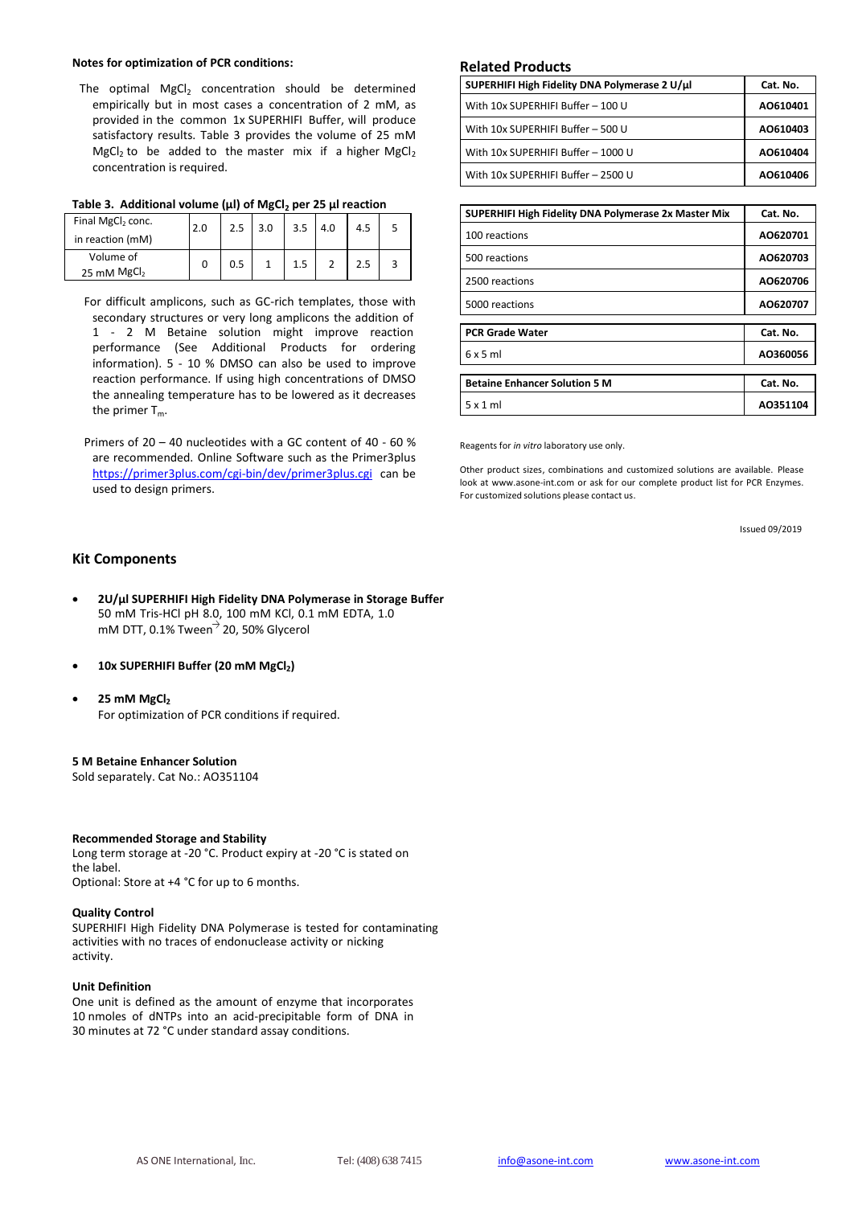#### Notes for optimization of PCR conditions:

The optimal $MgCl_2$ concentration should be determined empirically but in most cases a concentration of 2 mM, as provided in the common 1x SUPERHIFI Buffer, will produce satisfactory results. Table 3 provides the volume of 25 mM $MgCl_2$ to be added to the master mix if a higher $MgCl_2$ concentration is required.

**Table 3. Additional volume (µl) of $MgCl_2$ per 25 µl reaction**

| Final $MgCl_2$ conc. in reaction (mM) | 2.0 | 2.5 | 3.0 | 3.5 | 4.0 | 4.5 | 5 |
|---|---|---|---|---|---|---|---|
| Volume of 25 mM $MgCl_2$ | 0 | 0.5 | 1 | 1.5 | 2 | 2.5 | 3 |

For difficult amplicons, such as GC-rich templates, those with secondary structures or very long amplicons the addition of 1 - 2 M Betaine solution might improve reaction performance (See Additional Products for ordering information). 5 - 10 % DMSO can also be used to improve reaction performance. If using high concentrations of DMSO the annealing temperature has to be lowered as it decreases the primer $T_m$.

Primers of 20 – 40 nucleotides with a GC content of 40 - 60 % are recommended. Online Software such as the Primer3plus https://primer3plus.com/cgi-bin/dev/primer3plus.cgi can be used to design primers.

## Kit Components

- **2U/µl SUPERHIFI High Fidelity DNA Polymerase in Storage Buffer**
  50 mM Tris-HCl pH 8.0, 100 mM KCl, 0.1 mM EDTA, 1.0 mM DTT, 0.1% Tween® 20, 50% Glycerol
- **10x SUPERHIFI Buffer (20 mM $MgCl_2$)**
- **25 mM $MgCl_2$**
  For optimization of PCR conditions if required.

**5 M Betaine Enhancer Solution**
Sold separately. Cat No.: AO351104

**Recommended Storage and Stability**
Long term storage at -20 °C. Product expiry at -20 °C is stated on the label.
Optional: Store at +4 °C for up to 6 months.

**Quality Control**
SUPERHIFI High Fidelity DNA Polymerase is tested for contaminating activities with no traces of endonuclease activity or nicking activity.

**Unit Definition**
One unit is defined as the amount of enzyme that incorporates 10 nmoles of dNTPs into an acid-precipitable form of DNA in 30 minutes at 72 °C under standard assay conditions.

## Related Products

| SUPERHIFI High Fidelity DNA Polymerase 2 U/µl | Cat. No. |
|---|---|
| With 10x SUPERHIFI Buffer – 100 U | AO610401 |
| With 10x SUPERHIFI Buffer – 500 U | AO610403 |
| With 10x SUPERHIFI Buffer – 1000 U | AO610404 |
| With 10x SUPERHIFI Buffer – 2500 U | AO610406 |

| SUPERHIFI High Fidelity DNA Polymerase 2x Master Mix | Cat. No. |
|---|---|
| 100 reactions | AO620701 |
| 500 reactions | AO620703 |
| 2500 reactions | AO620706 |
| 5000 reactions | AO620707 |

| PCR Grade Water | Cat. No. |
|---|---|
| 6 x 5 ml | AO360056 |

| Betaine Enhancer Solution 5 M | Cat. No. |
|---|---|
| 5 x 1 ml | AO351104 |

Reagents for *in vitro* laboratory use only.

Other product sizes, combinations and customized solutions are available. Please look at www.asone-int.com or ask for our complete product list for PCR Enzymes. For customized solutions please contact us.

Issued 09/2019

AS ONE International, Inc. Tel: (408) 638 7415 info@asone-int.com www.asone-int.com